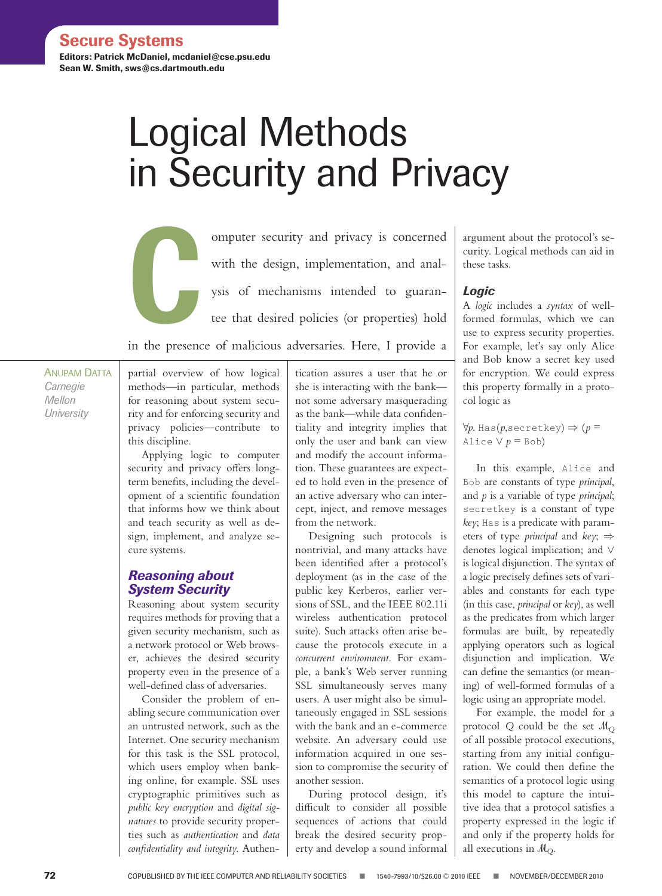Secure Systems

Editors: Patrick McDaniel, mcdaniel@cse.psu.edu
Sean W. Smith, sws@cs.dartmouth.edu

# Logical Methods in Security and Privacy

Anupam Datta
Carnegie Mellon University

Computer security and privacy is concerned with the design, implementation, and analysis of mechanisms intended to guarantee that desired policies (or properties) hold in the presence of malicious adversaries. Here, I provide a partial overview of how logical methods—in particular, methods for reasoning about system security and for enforcing security and privacy policies—contribute to this discipline.

Applying logic to computer security and privacy offers long-term benefits, including the development of a scientific foundation that informs how we think about and teach security as well as design, implement, and analyze secure systems.

## Reasoning about System Security

Reasoning about system security requires methods for proving that a given security mechanism, such as a network protocol or Web browser, achieves the desired security property even in the presence of a well-defined class of adversaries.

Consider the problem of enabling secure communication over an untrusted network, such as the Internet. One security mechanism for this task is the SSL protocol, which users employ when banking online, for example. SSL uses cryptographic primitives such as *public key encryption* and *digital signatures* to provide security properties such as *authentication* and *data confidentiality and integrity*. Authentication assures a user that he or she is interacting with the bank—not some adversary masquerading as the bank—while data confidentiality and integrity implies that only the user and bank can view and modify the account information. These guarantees are expected to hold even in the presence of an active adversary who can intercept, inject, and remove messages from the network.

Designing such protocols is nontrivial, and many attacks have been identified after a protocol's deployment (as in the case of the public key Kerberos, earlier versions of SSL, and the IEEE 802.11i wireless authentication protocol suite). Such attacks often arise because the protocols execute in a *concurrent environment*. For example, a bank's Web server running SSL simultaneously serves many users. A user might also be simultaneously engaged in SSL sessions with the bank and an e-commerce website. An adversary could use information acquired in one session to compromise the security of another session.

During protocol design, it's difficult to consider all possible sequences of actions that could break the desired security property and develop a sound informal argument about the protocol's security. Logical methods can aid in these tasks.

### Logic

A *logic* includes a *syntax* of well-formed formulas, which we can use to express security properties. For example, let's say only Alice and Bob know a secret key used for encryption. We could express this property formally in a protocol logic as

$\forall p.\ \mathtt{Has}(p,\mathtt{secretkey}) \Rightarrow (p = \mathtt{Alice} \lor p = \mathtt{Bob})$

In this example, `Alice` and `Bob` are constants of type *principal*, and $p$ is a variable of type *principal*; `secretkey` is a constant of type *key*; `Has` is a predicate with parameters of type *principal* and *key*; $\Rightarrow$ denotes logical implication; and $\lor$ is logical disjunction. The syntax of a logic precisely defines sets of variables and constants for each type (in this case, *principal* or *key*), as well as the predicates from which larger formulas are built, by repeatedly applying operators such as logical disjunction and implication. We can define the semantics (or meaning) of well-formed formulas of a logic using an appropriate model.

For example, the model for a protocol $Q$ could be the set $\mathcal{M}_Q$ of all possible protocol executions, starting from any initial configuration. We could then define the semantics of a protocol logic using this model to capture the intuitive idea that a protocol satisfies a property expressed in the logic if and only if the property holds for all executions in $\mathcal{M}_Q$.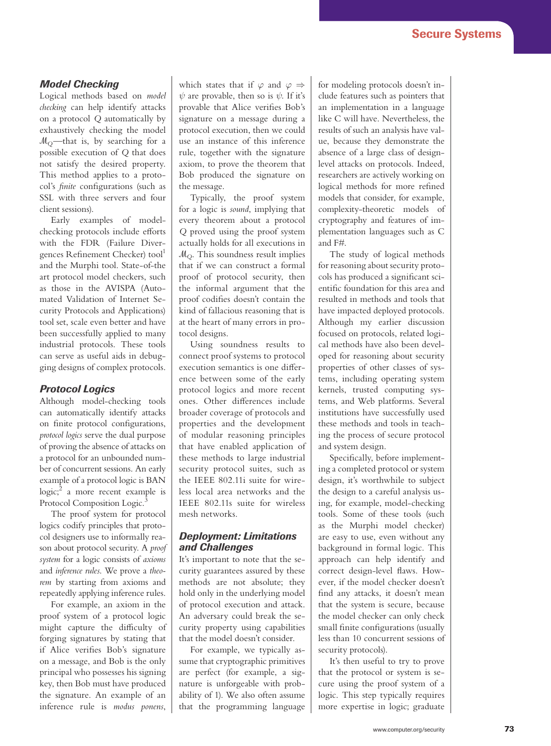### Model Checking

Logical methods based on *model checking* can help identify attacks on a protocol $Q$ automatically by exhaustively checking the model $\mathcal{M}_Q$—that is, by searching for a possible execution of $Q$ that does not satisfy the desired property. This method applies to a protocol's *finite* configurations (such as SSL with three servers and four client sessions).

Early examples of model-checking protocols include efforts with the FDR (Failure Divergences Refinement Checker) tool[1] and the Murphi tool. State-of-the art protocol model checkers, such as those in the AVISPA (Automated Validation of Internet Security Protocols and Applications) tool set, scale even better and have been successfully applied to many industrial protocols. These tools can serve as useful aids in debugging designs of complex protocols.

### Protocol Logics

Although model-checking tools can automatically identify attacks on finite protocol configurations, *protocol logics* serve the dual purpose of proving the absence of attacks on a protocol for an unbounded number of concurrent sessions. An early example of a protocol logic is BAN logic;[2] a more recent example is Protocol Composition Logic.[3]

The proof system for protocol logics codify principles that protocol designers use to informally reason about protocol security. A *proof system* for a logic consists of *axioms* and *inference rules*. We prove a *theorem* by starting from axioms and repeatedly applying inference rules.

For example, an axiom in the proof system of a protocol logic might capture the difficulty of forging signatures by stating that if Alice verifies Bob's signature on a message, and Bob is the only principal who possesses his signing key, then Bob must have produced the signature. An example of an inference rule is *modus ponens*, which states that if $\varphi$ and $\varphi \Rightarrow \psi$ are provable, then so is $\psi$. If it's provable that Alice verifies Bob's signature on a message during a protocol execution, then we could use an instance of this inference rule, together with the signature axiom, to prove the theorem that Bob produced the signature on the message.

Typically, the proof system for a logic is *sound*, implying that every theorem about a protocol $Q$ proved using the proof system actually holds for all executions in $\mathcal{M}_Q$. This soundness result implies that if we can construct a formal proof of protocol security, then the informal argument that the proof codifies doesn't contain the kind of fallacious reasoning that is at the heart of many errors in protocol designs.

Using soundness results to connect proof systems to protocol execution semantics is one difference between some of the early protocol logics and more recent ones. Other differences include broader coverage of protocols and properties and the development of modular reasoning principles that have enabled application of these methods to large industrial security protocol suites, such as the IEEE 802.11i suite for wireless local area networks and the IEEE 802.11s suite for wireless mesh networks.

### Deployment: Limitations and Challenges

It's important to note that the security guarantees assured by these methods are not absolute; they hold only in the underlying model of protocol execution and attack. An adversary could break the security property using capabilities that the model doesn't consider.

For example, we typically assume that cryptographic primitives are perfect (for example, a signature is unforgeable with probability of 1). We also often assume that the programming language for modeling protocols doesn't include features such as pointers that an implementation in a language like C will have. Nevertheless, the results of such an analysis have value, because they demonstrate the absence of a large class of design-level attacks on protocols. Indeed, researchers are actively working on logical methods for more refined models that consider, for example, complexity-theoretic models of cryptography and features of implementation languages such as C and F#.

The study of logical methods for reasoning about security protocols has produced a significant scientific foundation for this area and resulted in methods and tools that have impacted deployed protocols. Although my earlier discussion focused on protocols, related logical methods have also been developed for reasoning about security properties of other classes of systems, including operating system kernels, trusted computing systems, and Web platforms. Several institutions have successfully used these methods and tools in teaching the process of secure protocol and system design.

Specifically, before implementing a completed protocol or system design, it's worthwhile to subject the design to a careful analysis using, for example, model-checking tools. Some of these tools (such as the Murphi model checker) are easy to use, even without any background in formal logic. This approach can help identify and correct design-level flaws. However, if the model checker doesn't find any attacks, it doesn't mean that the system is secure, because the model checker can only check small finite configurations (usually less than 10 concurrent sessions of security protocols).

It's then useful to try to prove that the protocol or system is secure using the proof system of a logic. This step typically requires more expertise in logic; graduate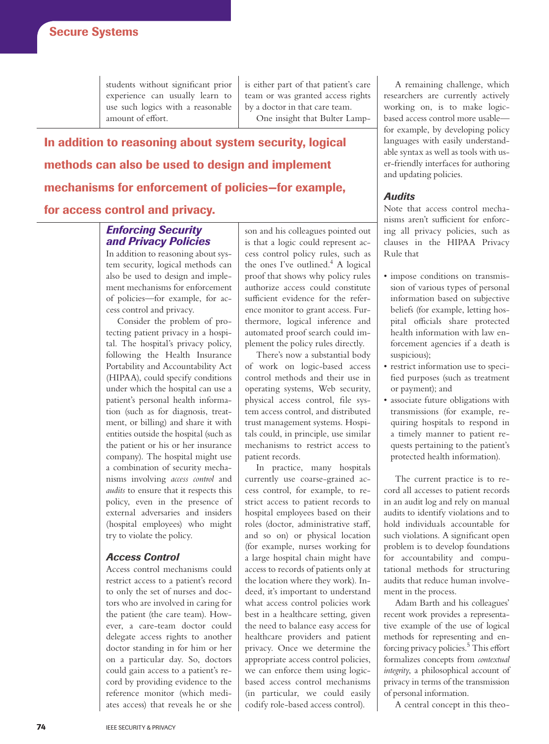students without significant prior experience can usually learn to use such logics with a reasonable amount of effort.

## Enforcing Security and Privacy Policies

In addition to reasoning about system security, logical methods can also be used to design and implement mechanisms for enforcement of policies—for example, for access control and privacy.

Consider the problem of protecting patient privacy in a hospital. The hospital's privacy policy, following the Health Insurance Portability and Accountability Act (HIPAA), could specify conditions under which the hospital can use a patient's personal health information (such as for diagnosis, treatment, or billing) and share it with entities outside the hospital (such as the patient or his or her insurance company). The hospital might use a combination of security mechanisms involving *access control* and *audits* to ensure that it respects this policy, even in the presence of external adversaries and insiders (hospital employees) who might try to violate the policy.

### Access Control

Access control mechanisms could restrict access to a patient's record to only the set of nurses and doctors who are involved in caring for the patient (the care team). However, a care-team doctor could delegate access rights to another doctor standing in for him or her on a particular day. So, doctors could gain access to a patient's record by providing evidence to the reference monitor (which mediates access) that reveals he or she is either part of that patient's care team or was granted access rights by a doctor in that care team.

One insight that Bulter Lampson and his colleagues pointed out is that a logic could represent access control policy rules, such as the ones I've outlined.[4] A logical proof that shows why policy rules authorize access could constitute sufficient evidence for the reference monitor to grant access. Furthermore, logical inference and automated proof search could implement the policy rules directly.

There's now a substantial body of work on logic-based access control methods and their use in operating systems, Web security, physical access control, file system access control, and distributed trust management systems. Hospitals could, in principle, use similar mechanisms to restrict access to patient records.

In practice, many hospitals currently use coarse-grained access control, for example, to restrict access to patient records to hospital employees based on their roles (doctor, administrative staff, and so on) or physical location (for example, nurses working for a large hospital chain might have access to records of patients only at the location where they work). Indeed, it's important to understand what access control policies work best in a healthcare setting, given the need to balance easy access for healthcare providers and patient privacy. Once we determine the appropriate access control policies, we can enforce them using logic-based access control mechanisms (in particular, we could easily codify role-based access control).

A remaining challenge, which researchers are currently actively working on, is to make logic-based access control more usable—for example, by developing policy languages with easily understandable syntax as well as tools with user-friendly interfaces for authoring and updating policies.

### Audits

Note that access control mechanisms aren't sufficient for enforcing all privacy policies, such as clauses in the HIPAA Privacy Rule that

- impose conditions on transmission of various types of personal information based on subjective beliefs (for example, letting hospital officials share protected health information with law enforcement agencies if a death is suspicious);
- restrict information use to specified purposes (such as treatment or payment); and
- associate future obligations with transmissions (for example, requiring hospitals to respond in a timely manner to patient requests pertaining to the patient's protected health information).

The current practice is to record all accesses to patient records in an audit log and rely on manual audits to identify violations and to hold individuals accountable for such violations. A significant open problem is to develop foundations for accountability and computational methods for structuring audits that reduce human involvement in the process.

Adam Barth and his colleagues' recent work provides a representative example of the use of logical methods for representing and enforcing privacy policies.[5] This effort formalizes concepts from *contextual integrity*, a philosophical account of privacy in terms of the transmission of personal information.

A central concept in this theo-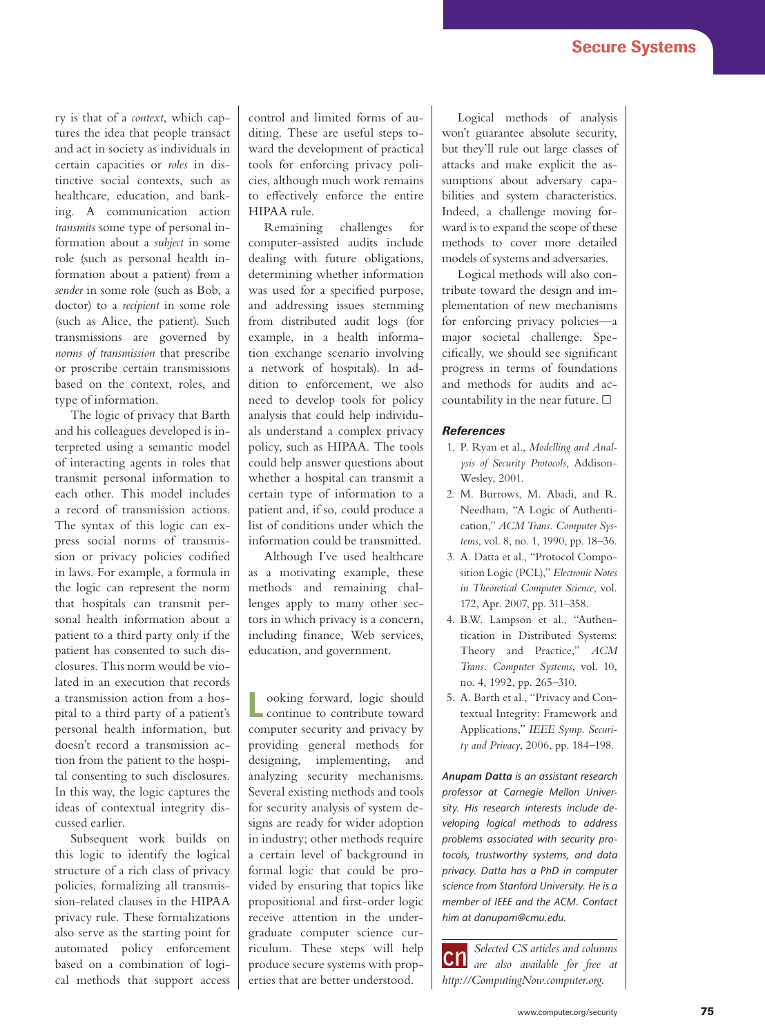ry is that of a *context*, which captures the idea that people transact and act in society as individuals in certain capacities or *roles* in distinctive social contexts, such as healthcare, education, and banking. A communication action *transmits* some type of personal information about a *subject* in some role (such as personal health information about a patient) from a *sender* in some role (such as Bob, a doctor) to a *recipient* in some role (such as Alice, the patient). Such transmissions are governed by *norms of transmission* that prescribe or proscribe certain transmissions based on the context, roles, and type of information.

The logic of privacy that Barth and his colleagues developed is interpreted using a semantic model of interacting agents in roles that transmit personal information to each other. This model includes a record of transmission actions. The syntax of this logic can express social norms of transmission or privacy policies codified in laws. For example, a formula in the logic can represent the norm that hospitals can transmit personal health information about a patient to a third party only if the patient has consented to such disclosures. This norm would be violated in an execution that records a transmission action from a hospital to a third party of a patient's personal health information, but doesn't record a transmission action from the patient to the hospital consenting to such disclosures. In this way, the logic captures the ideas of contextual integrity discussed earlier.

Subsequent work builds on this logic to identify the logical structure of a rich class of privacy policies, formalizing all transmission-related clauses in the HIPAA privacy rule. These formalizations also serve as the starting point for automated policy enforcement based on a combination of logical methods that support access control and limited forms of auditing. These are useful steps toward the development of practical tools for enforcing privacy policies, although much work remains to effectively enforce the entire HIPAA rule.

Remaining challenges for computer-assisted audits include dealing with future obligations, determining whether information was used for a specified purpose, and addressing issues stemming from distributed audit logs (for example, in a health information exchange scenario involving a network of hospitals). In addition to enforcement, we also need to develop tools for policy analysis that could help individuals understand a complex privacy policy, such as HIPAA. The tools could help answer questions about whether a hospital can transmit a certain type of information to a patient and, if so, could produce a list of conditions under which the information could be transmitted.

Although I've used healthcare as a motivating example, these methods and remaining challenges apply to many other sectors in which privacy is a concern, including finance, Web services, education, and government.

Looking forward, logic should continue to contribute toward computer security and privacy by providing general methods for designing, implementing, and analyzing security mechanisms. Several existing methods and tools for security analysis of system designs are ready for wider adoption in industry; other methods require a certain level of background in formal logic that could be provided by ensuring that topics like propositional and first-order logic receive attention in the undergraduate computer science curriculum. These steps will help produce secure systems with properties that are better understood.

Logical methods of analysis won't guarantee absolute security, but they'll rule out large classes of attacks and make explicit the assumptions about adversary capabilities and system characteristics. Indeed, a challenge moving forward is to expand the scope of these methods to cover more detailed models of systems and adversaries.

Logical methods will also contribute toward the design and implementation of new mechanisms for enforcing privacy policies—a major societal challenge. Specifically, we should see significant progress in terms of foundations and methods for audits and accountability in the near future. □

### References

1. P. Ryan et al., *Modelling and Analysis of Security Protocols*, Addison-Wesley, 2001.
2. M. Burrows, M. Abadi, and R. Needham, "A Logic of Authentication," *ACM Trans. Computer Systems*, vol. 8, no. 1, 1990, pp. 18–36.
3. A. Datta et al., "Protocol Composition Logic (PCL)," *Electronic Notes in Theoretical Computer Science*, vol. 172, Apr. 2007, pp. 311–358.
4. B.W. Lampson et al., "Authentication in Distributed Systems: Theory and Practice," *ACM Trans. Computer Systems*, vol. 10, no. 4, 1992, pp. 265–310.
5. A. Barth et al., "Privacy and Contextual Integrity: Framework and Applications," *IEEE Symp. Security and Privacy*, 2006, pp. 184–198.

***Anupam Datta*** *is an assistant research professor at Carnegie Mellon University. His research interests include developing logical methods to address problems associated with security protocols, trustworthy systems, and data privacy. Datta has a PhD in computer science from Stanford University. He is a member of IEEE and the ACM. Contact him at danupam@cmu.edu.*

*Selected CS articles and columns are also available for free at http://ComputingNow.computer.org.*